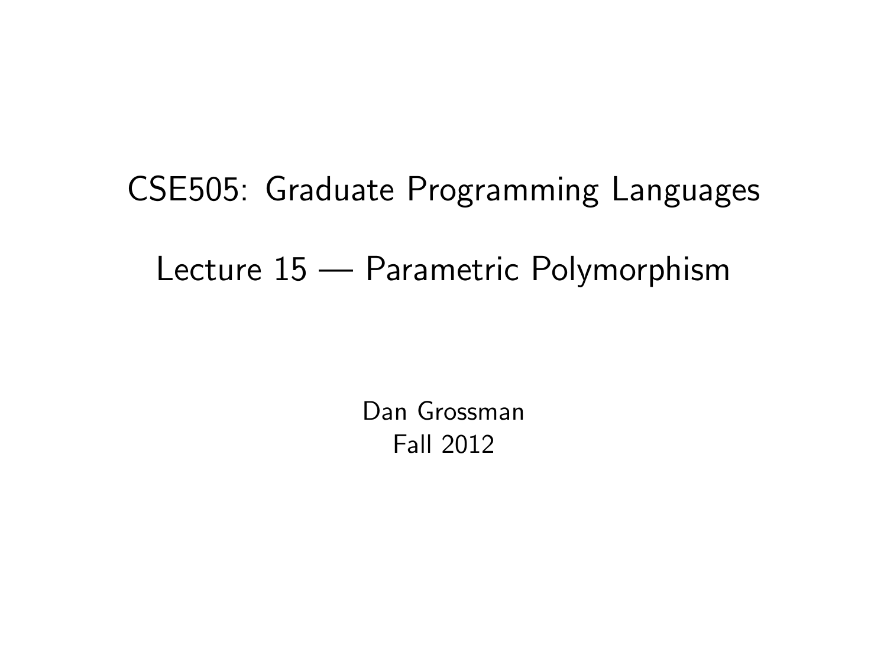# CSE505: Graduate Programming Languages

## Lecture 15 — Parametric Polymorphism

Dan Grossman
Fall 2012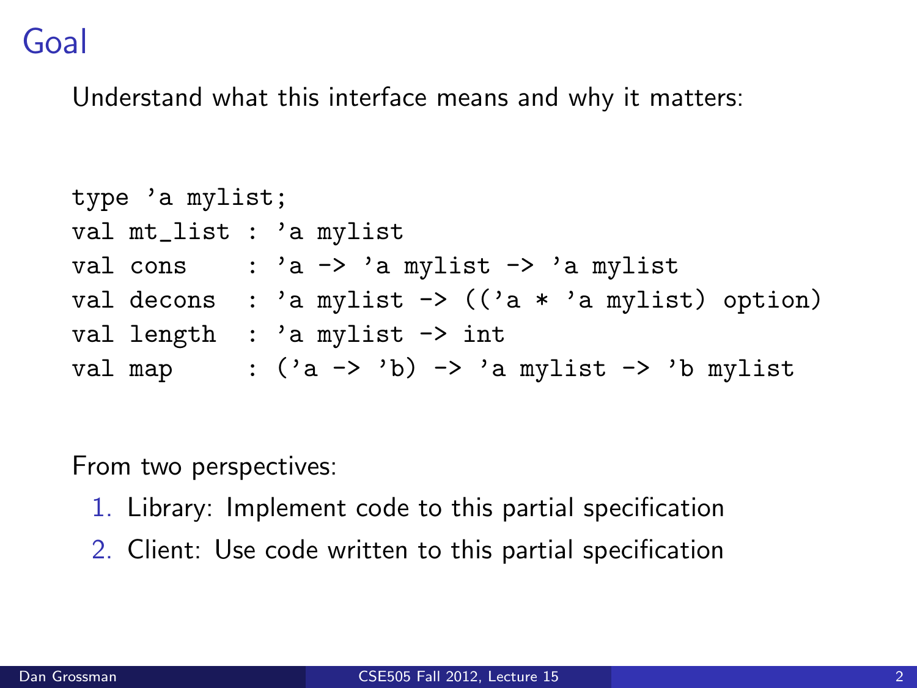# Goal

Understand what this interface means and why it matters:

```
type 'a mylist;
val mt_list : 'a mylist
val cons    : 'a -> 'a mylist -> 'a mylist
val decons  : 'a mylist -> (('a * 'a mylist) option)
val length  : 'a mylist -> int
val map     : ('a -> 'b) -> 'a mylist -> 'b mylist
```

From two perspectives:

1. Library: Implement code to this partial specification
2. Client: Use code written to this partial specification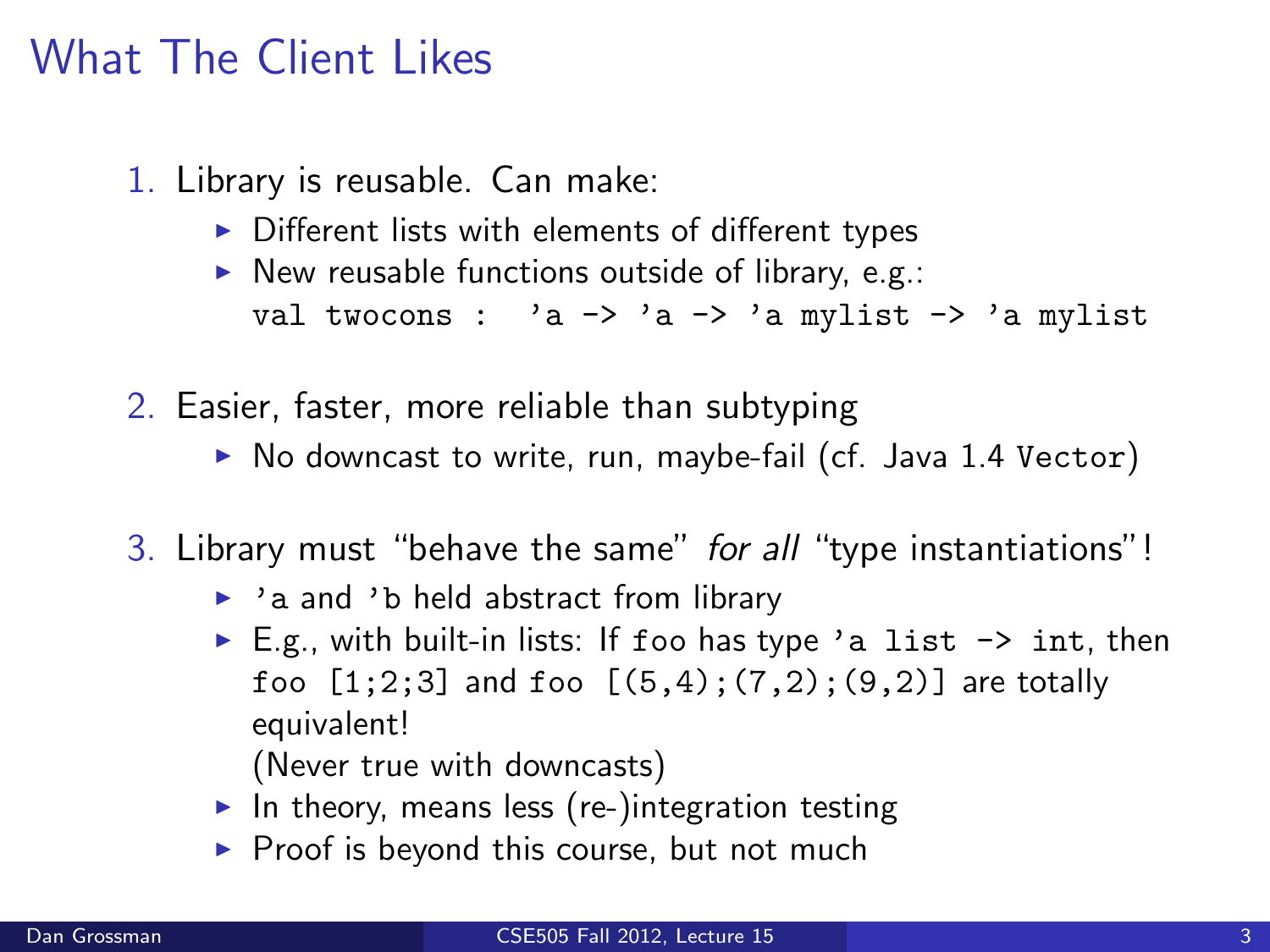# What The Client Likes

1. Library is reusable. Can make:
   - Different lists with elements of different types
   - New reusable functions outside of library, e.g.:
     `val twocons :  'a -> 'a -> 'a mylist -> 'a mylist`
2. Easier, faster, more reliable than subtyping
   - No downcast to write, run, maybe-fail (cf. Java 1.4 `Vector`)
3. Library must "behave the same" *for all* "type instantiations"!
   - `'a` and `'b` held abstract from library
   - E.g., with built-in lists: If `foo` has type `'a list -> int`, then `foo [1;2;3]` and `foo [(5,4);(7,2);(9,2)]` are totally equivalent!
     (Never true with downcasts)
   - In theory, means less (re-)integration testing
   - Proof is beyond this course, but not much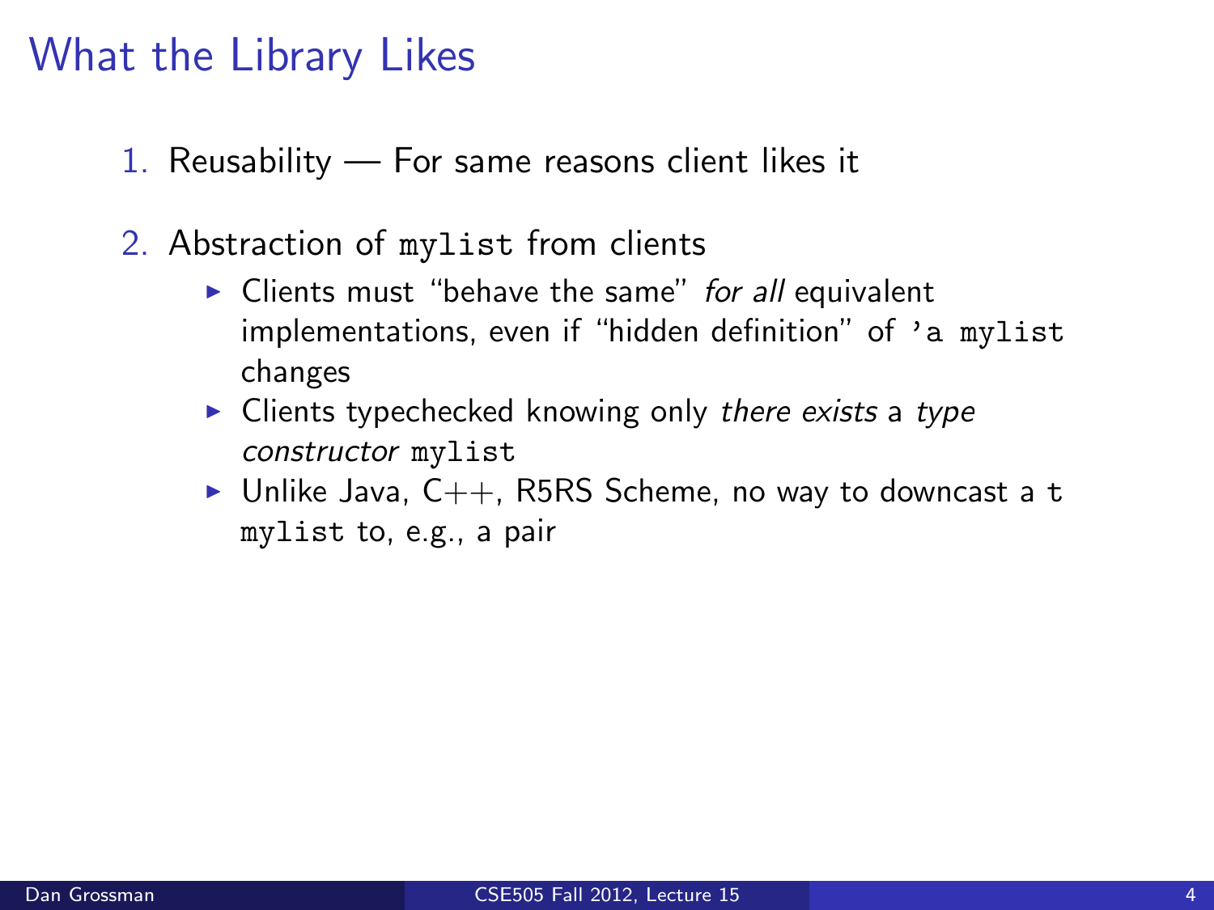# What the Library Likes

1. Reusability — For same reasons client likes it
2. Abstraction of `mylist` from clients
   - Clients must "behave the same" *for all* equivalent implementations, even if "hidden definition" of `'a mylist` changes
   - Clients typechecked knowing only *there exists* a *type constructor* `mylist`
   - Unlike Java, C++, R5RS Scheme, no way to downcast a `t mylist` to, e.g., a pair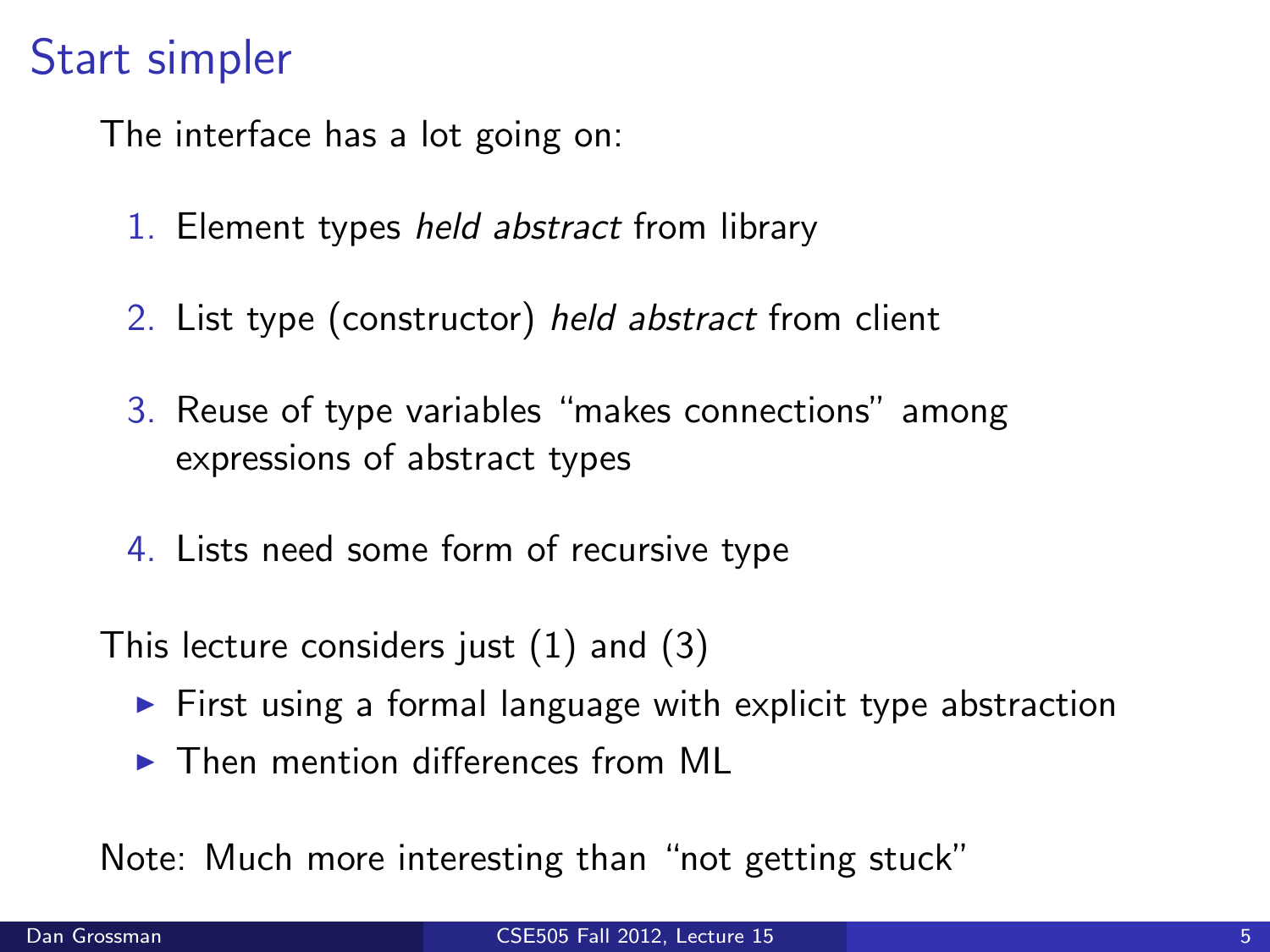# Start simpler

The interface has a lot going on:

1. Element types *held abstract* from library
2. List type (constructor) *held abstract* from client
3. Reuse of type variables "makes connections" among expressions of abstract types
4. Lists need some form of recursive type

This lecture considers just (1) and (3)

- First using a formal language with explicit type abstraction
- Then mention differences from ML

Note: Much more interesting than "not getting stuck"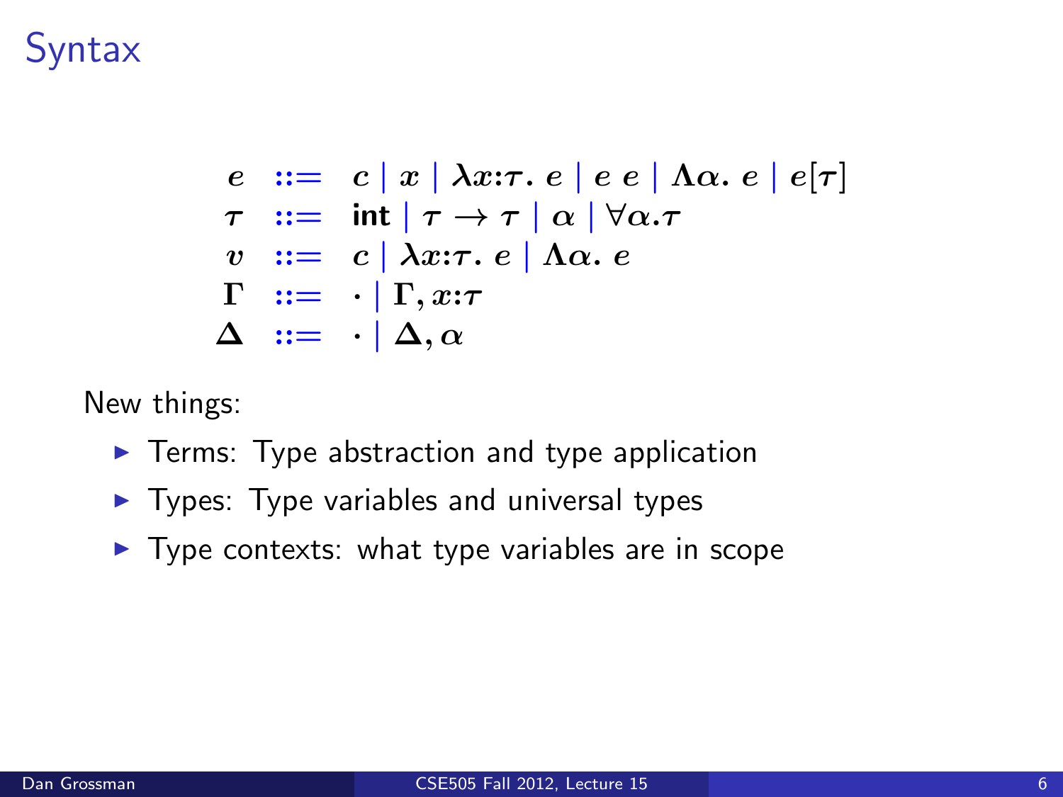# Syntax

$$
\begin{array}{rcl}
e & ::= & c \mid x \mid \lambda x{:}\tau.\ e \mid e\ e \mid \Lambda\alpha.\ e \mid e[\tau] \\
\tau & ::= & \textbf{int} \mid \tau \rightarrow \tau \mid \alpha \mid \forall\alpha.\tau \\
v & ::= & c \mid \lambda x{:}\tau.\ e \mid \Lambda\alpha.\ e \\
\Gamma & ::= & \cdot \mid \Gamma, x{:}\tau \\
\Delta & ::= & \cdot \mid \Delta, \alpha
\end{array}
$$

New things:

- Terms: Type abstraction and type application
- Types: Type variables and universal types
- Type contexts: what type variables are in scope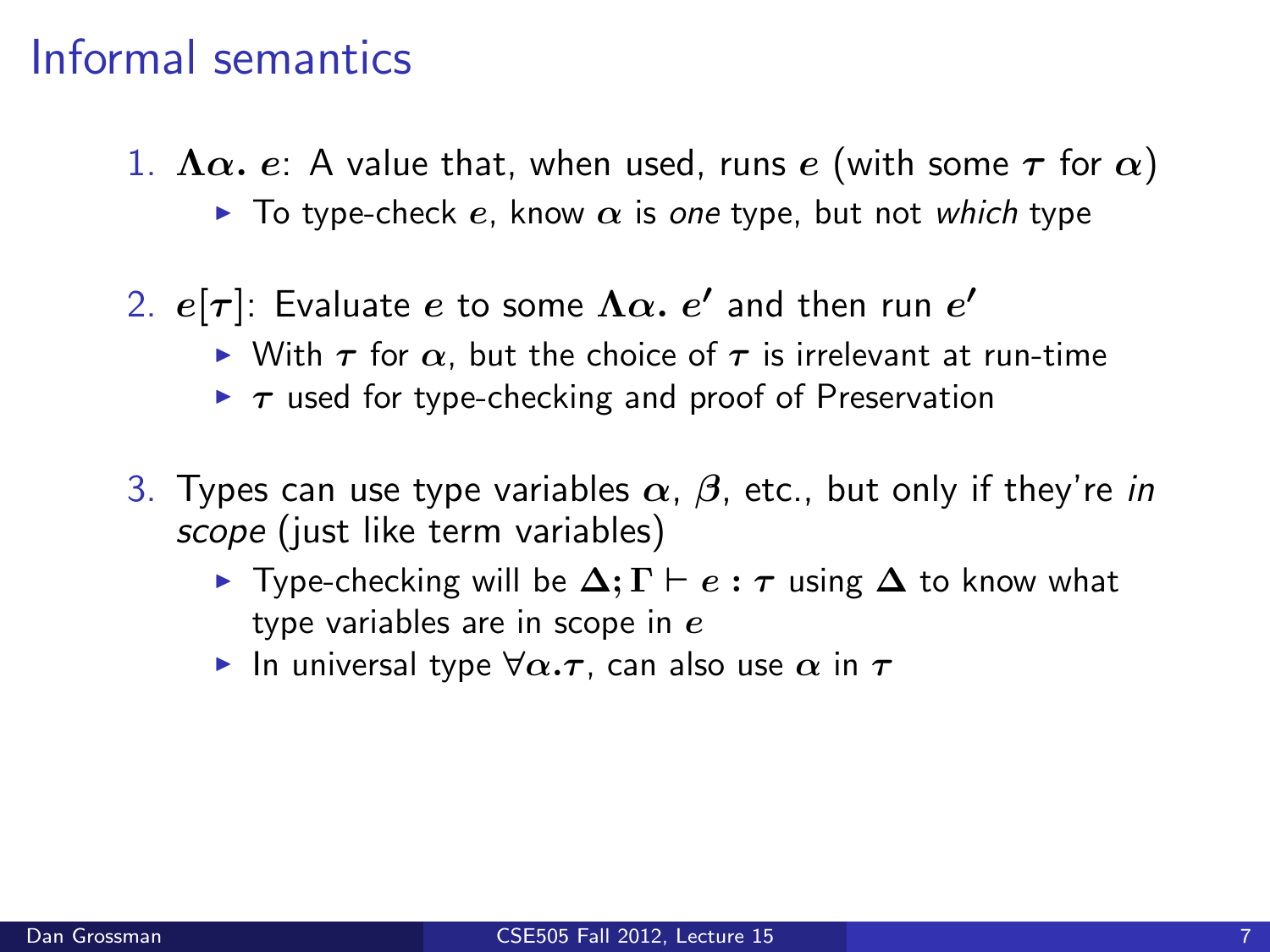# Informal semantics

1. $\Lambda\alpha.\ e$: A value that, when used, runs $e$ (with some $\tau$ for $\alpha$)
   - To type-check $e$, know $\alpha$ is *one* type, but not *which* type
2. $e[\tau]$: Evaluate $e$ to some $\Lambda\alpha.\ e'$ and then run $e'$
   - With $\tau$ for $\alpha$, but the choice of $\tau$ is irrelevant at run-time
   - $\tau$ used for type-checking and proof of Preservation
3. Types can use type variables $\alpha$, $\beta$, etc., but only if they're *in scope* (just like term variables)
   - Type-checking will be $\Delta; \Gamma \vdash e : \tau$ using $\Delta$ to know what type variables are in scope in $e$
   - In universal type $\forall\alpha.\tau$, can also use $\alpha$ in $\tau$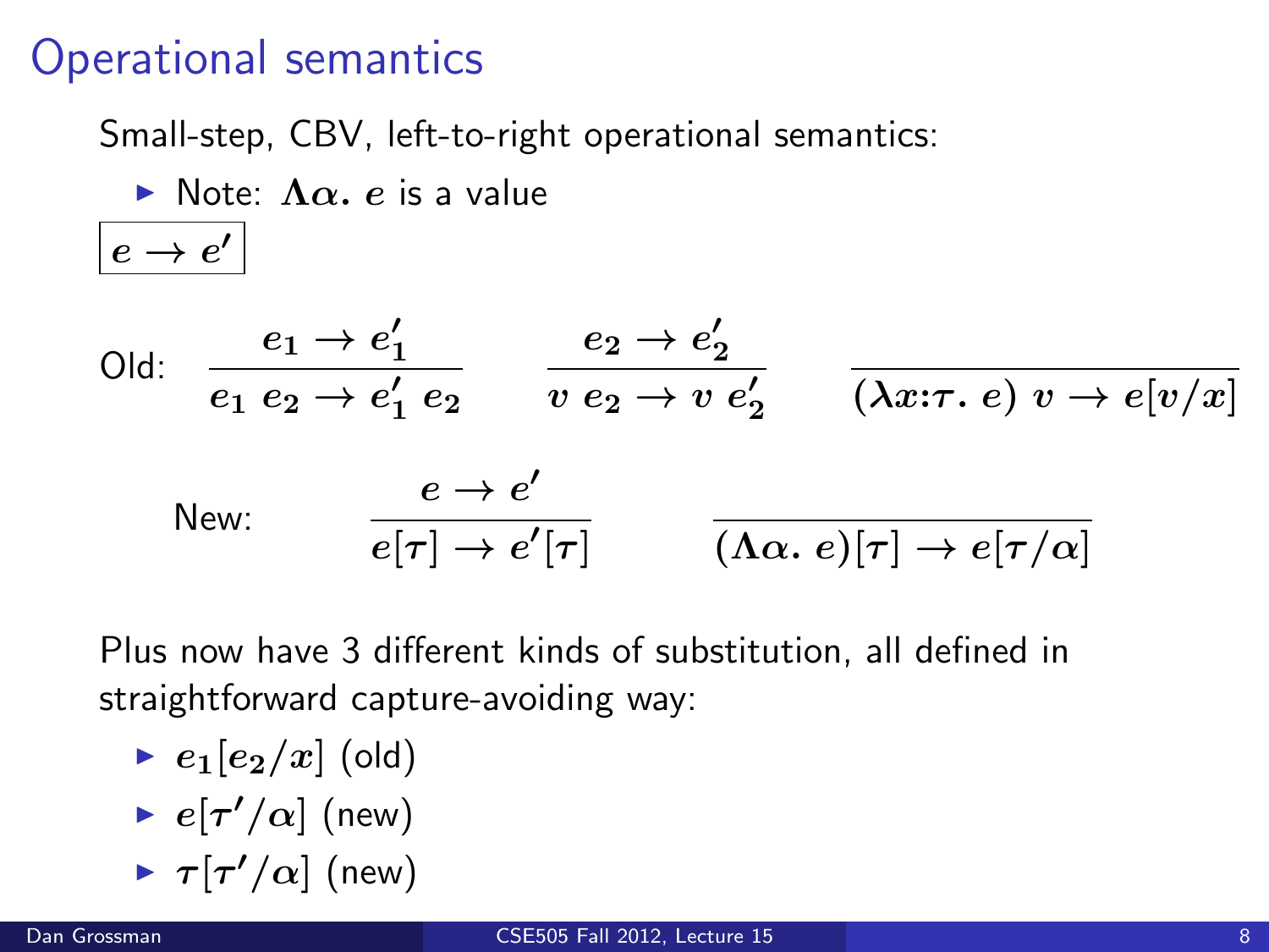# Operational semantics

Small-step, CBV, left-to-right operational semantics:

- Note: $\Lambda\alpha.\ e$ is a value

$\boxed{e \rightarrow e'}$

Old:

$$\frac{e_1 \rightarrow e_1'}{e_1\ e_2 \rightarrow e_1'\ e_2} \qquad \frac{e_2 \rightarrow e_2'}{v\ e_2 \rightarrow v\ e_2'} \qquad \frac{}{(\lambda x{:}\tau.\ e)\ v \rightarrow e[v/x]}$$

New:

$$\frac{e \rightarrow e'}{e[\tau] \rightarrow e'[\tau]} \qquad \frac{}{(\Lambda\alpha.\ e)[\tau] \rightarrow e[\tau/\alpha]}$$

Plus now have 3 different kinds of substitution, all defined in straightforward capture-avoiding way:

- $e_1[e_2/x]$ (old)
- $e[\tau'/\alpha]$ (new)
- $\tau[\tau'/\alpha]$ (new)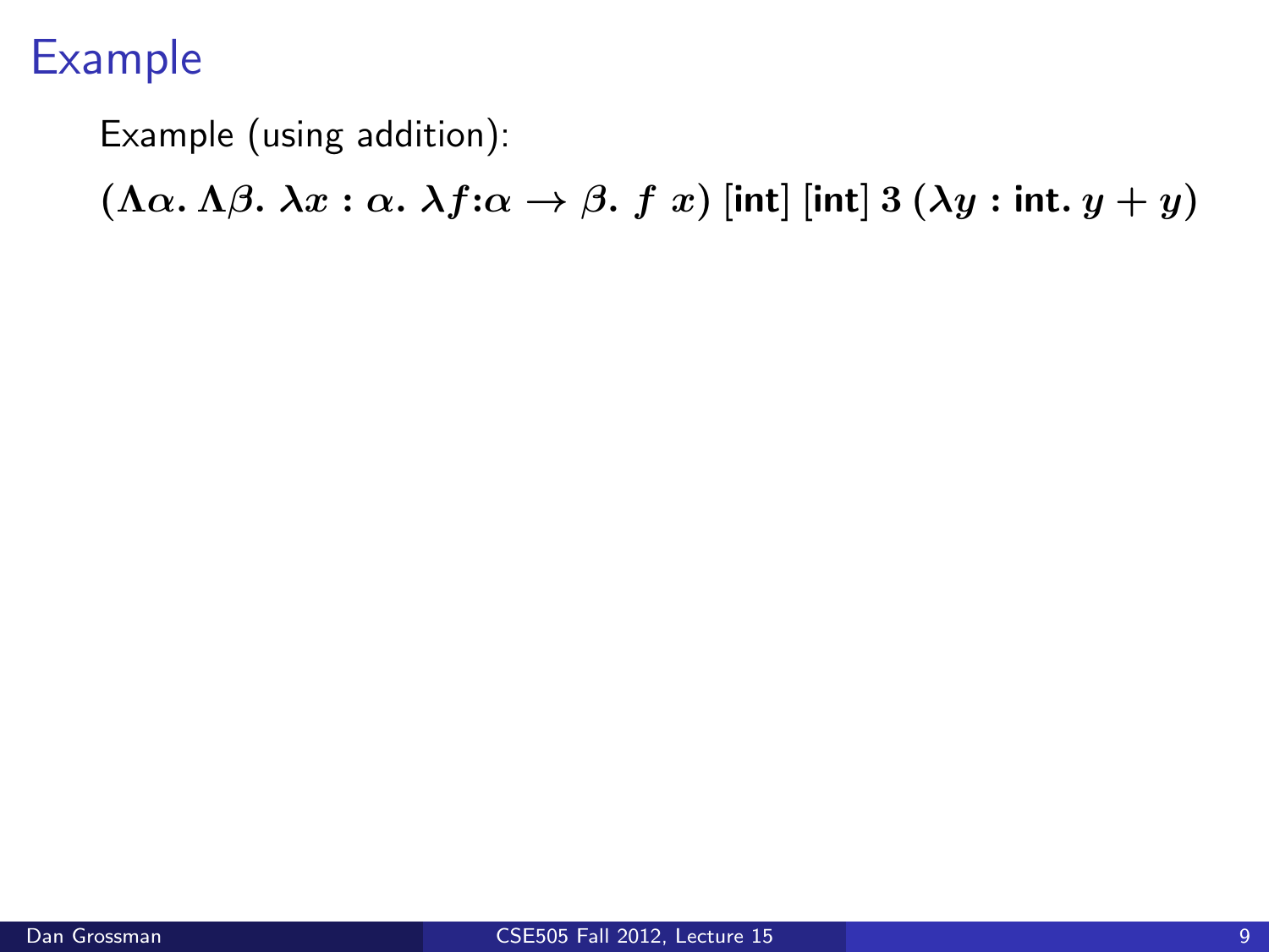# Example

Example (using addition):

$$(\Lambda\alpha.\ \Lambda\beta.\ \lambda x:\alpha.\ \lambda f{:}\alpha \rightarrow \beta.\ f\ x)\ [\textbf{int}]\ [\textbf{int}]\ 3\ (\lambda y:\textbf{int}.\ y + y)$$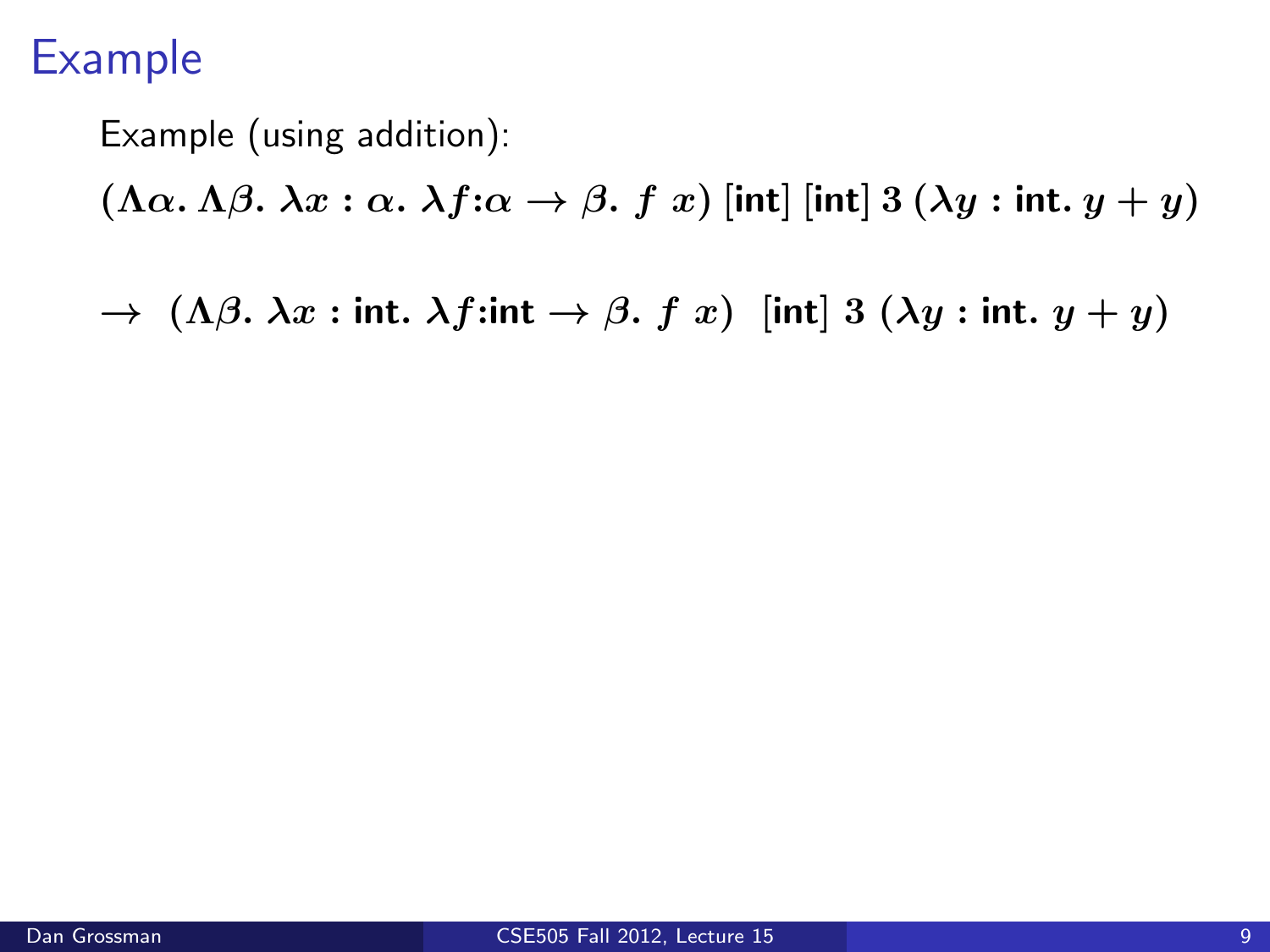# Example

Example (using addition):

$$(\Lambda\alpha.\ \Lambda\beta.\ \lambda x:\alpha.\ \lambda f{:}\alpha \to \beta.\ f\ x)\ [\textsf{int}]\ [\textsf{int}]\ 3\ (\lambda y:\textsf{int}.\ y+y)$$

$$\to\ (\Lambda\beta.\ \lambda x:\textsf{int}.\ \lambda f{:}\textsf{int} \to \beta.\ f\ x)\ \ [\textsf{int}]\ 3\ (\lambda y:\textsf{int}.\ y+y)$$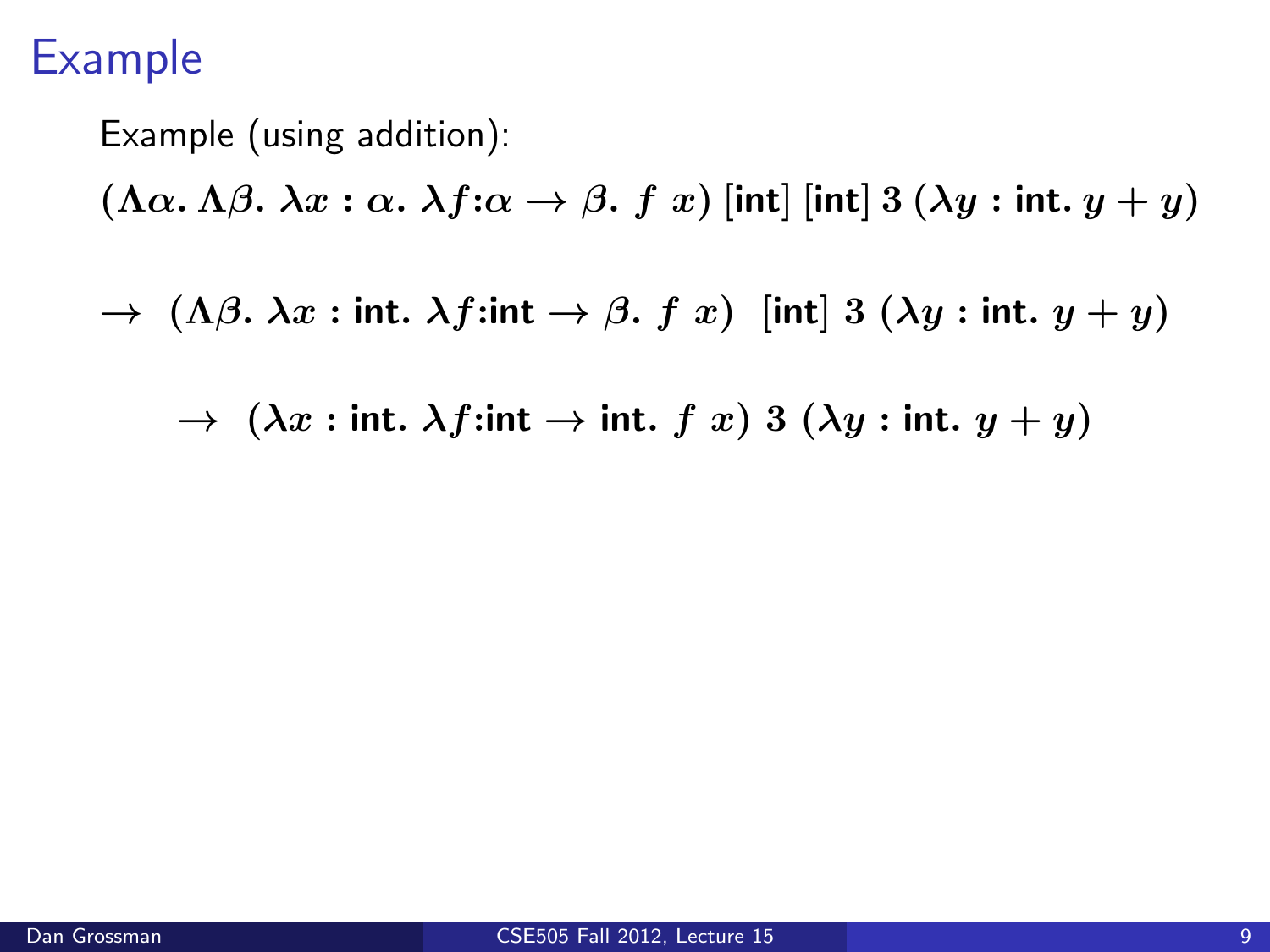# Example

Example (using addition):

$$(\Lambda\alpha.\, \Lambda\beta.\, \lambda x : \alpha.\, \lambda f{:}\alpha \to \beta.\, f\ x)\ [\textsf{int}]\ [\textsf{int}]\ 3\ (\lambda y : \textsf{int}.\ y + y)$$

$$\to\ (\Lambda\beta.\, \lambda x : \textsf{int}.\, \lambda f{:}\textsf{int} \to \beta.\, f\ x)\ \ [\textsf{int}]\ 3\ (\lambda y : \textsf{int}.\ y + y)$$

$$\to\ (\lambda x : \textsf{int}.\, \lambda f{:}\textsf{int} \to \textsf{int}.\, f\ x)\ 3\ (\lambda y : \textsf{int}.\ y + y)$$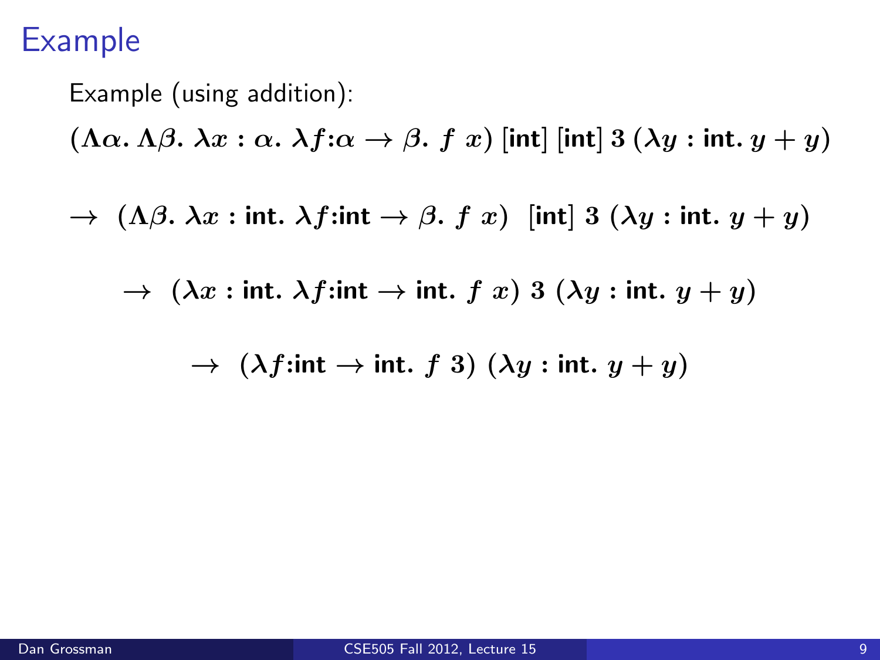# Example

Example (using addition):

$$(\Lambda\alpha.\ \Lambda\beta.\ \lambda x : \alpha.\ \lambda f{:}\alpha \to \beta.\ f\ x)\ [\textsf{int}]\ [\textsf{int}]\ 3\ (\lambda y : \textsf{int}.\ y + y)$$

$$\to\ (\Lambda\beta.\ \lambda x : \textsf{int}.\ \lambda f{:}\textsf{int} \to \beta.\ f\ x)\ \ [\textsf{int}]\ 3\ (\lambda y : \textsf{int}.\ y + y)$$

$$\to\ (\lambda x : \textsf{int}.\ \lambda f{:}\textsf{int} \to \textsf{int}.\ f\ x)\ 3\ (\lambda y : \textsf{int}.\ y + y)$$

$$\to\ (\lambda f{:}\textsf{int} \to \textsf{int}.\ f\ 3)\ (\lambda y : \textsf{int}.\ y + y)$$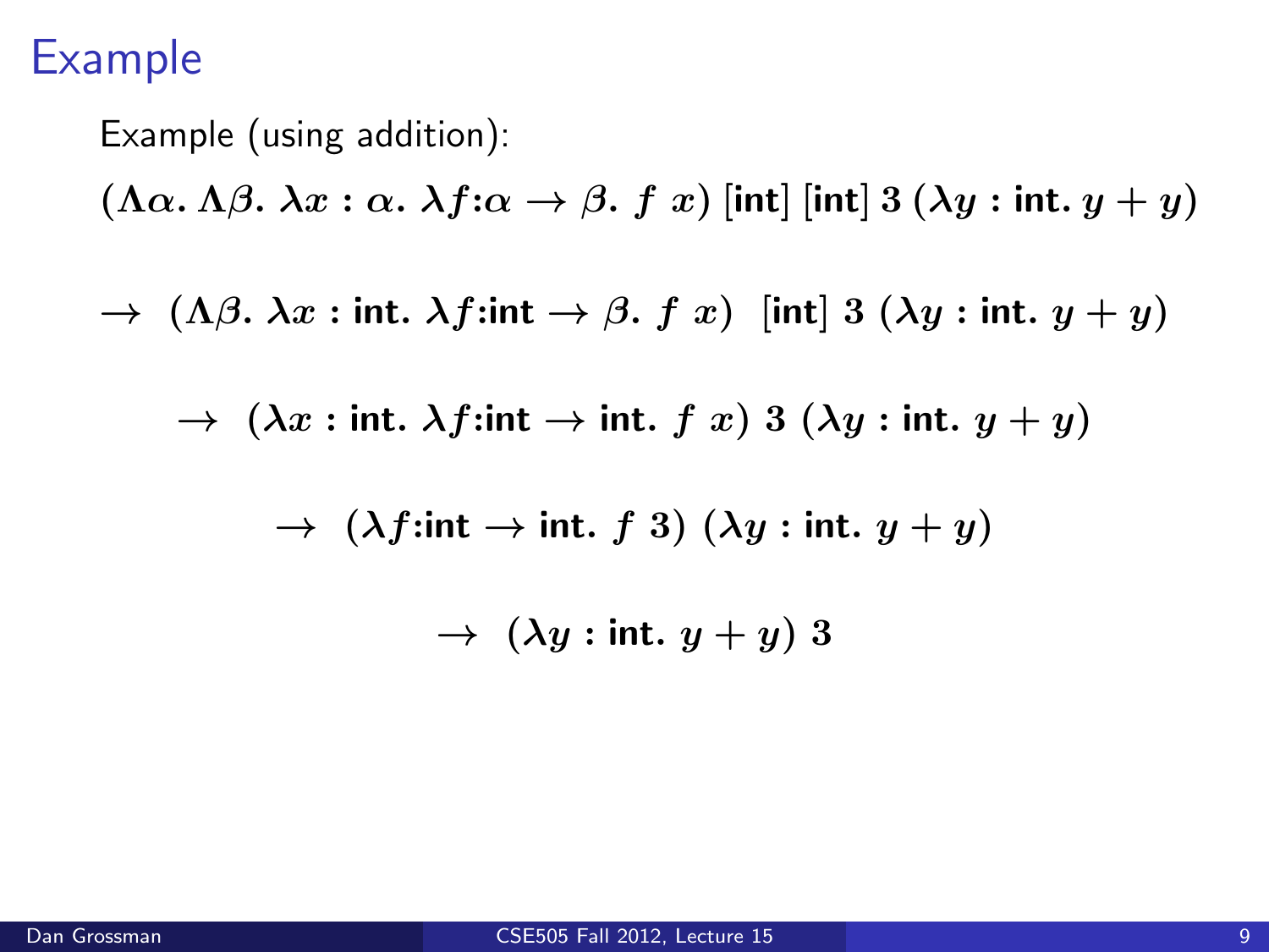# Example

Example (using addition):

$$(\Lambda\alpha.\ \Lambda\beta.\ \lambda x : \alpha.\ \lambda f{:}\alpha \rightarrow \beta.\ f\ x)\ [\textsf{int}]\ [\textsf{int}]\ 3\ (\lambda y : \textsf{int}.\ y + y)$$

$$\rightarrow\ (\Lambda\beta.\ \lambda x : \textsf{int}.\ \lambda f{:}\textsf{int} \rightarrow \beta.\ f\ x)\ \ [\textsf{int}]\ 3\ (\lambda y : \textsf{int}.\ y + y)$$

$$\rightarrow\ (\lambda x : \textsf{int}.\ \lambda f{:}\textsf{int} \rightarrow \textsf{int}.\ f\ x)\ 3\ (\lambda y : \textsf{int}.\ y + y)$$

$$\rightarrow\ (\lambda f{:}\textsf{int} \rightarrow \textsf{int}.\ f\ 3)\ (\lambda y : \textsf{int}.\ y + y)$$

$$\rightarrow\ (\lambda y : \textsf{int}.\ y + y)\ 3$$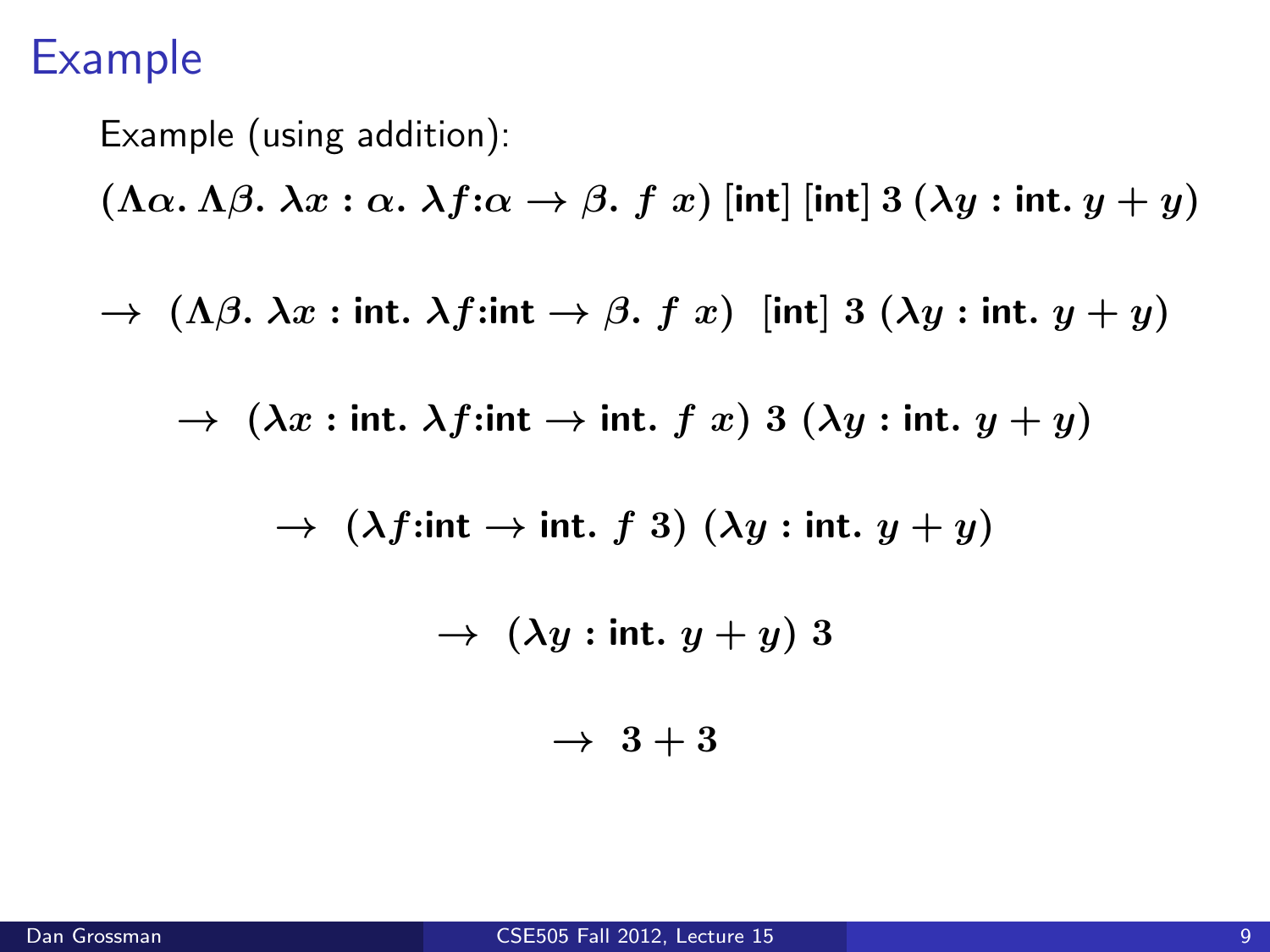# Example

Example (using addition):

$$(\Lambda\alpha.\ \Lambda\beta.\ \lambda x : \alpha.\ \lambda f{:}\alpha \to \beta.\ f\ x)\ [\textbf{int}]\ [\textbf{int}]\ 3\ (\lambda y : \textbf{int}.\ y + y)$$

$$\to\ (\Lambda\beta.\ \lambda x : \textbf{int}.\ \lambda f{:}\textbf{int} \to \beta.\ f\ x)\ \ [\textbf{int}]\ 3\ (\lambda y : \textbf{int}.\ y + y)$$

$$\to\ (\lambda x : \textbf{int}.\ \lambda f{:}\textbf{int} \to \textbf{int}.\ f\ x)\ 3\ (\lambda y : \textbf{int}.\ y + y)$$

$$\to\ (\lambda f{:}\textbf{int} \to \textbf{int}.\ f\ 3)\ (\lambda y : \textbf{int}.\ y + y)$$

$$\to\ (\lambda y : \textbf{int}.\ y + y)\ 3$$

$$\to\ 3 + 3$$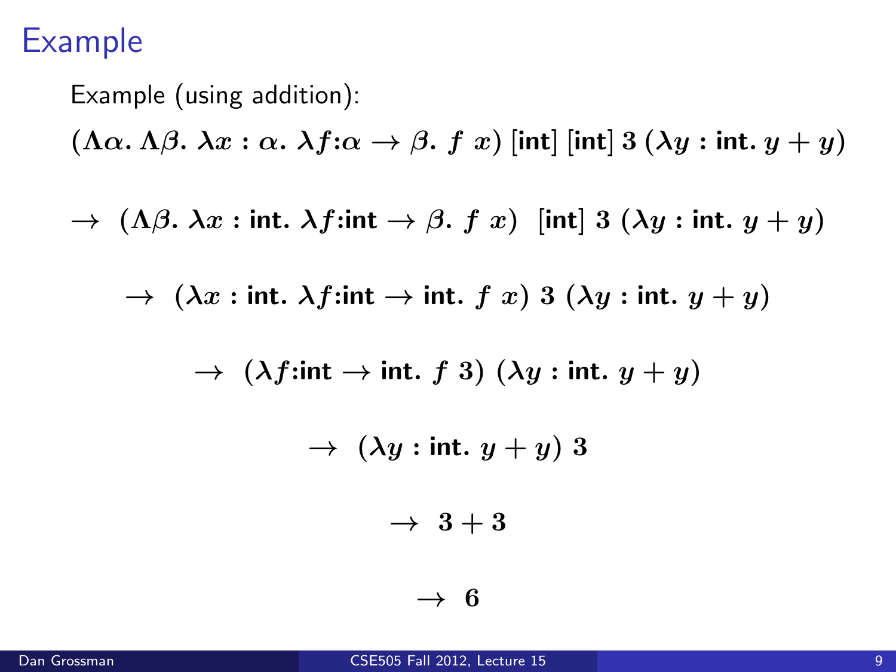# Example

Example (using addition):

$$(\Lambda\alpha.\ \Lambda\beta.\ \lambda x : \alpha.\ \lambda f{:}\alpha \to \beta.\ f\ x)\ [\textbf{int}]\ [\textbf{int}]\ 3\ (\lambda y : \textbf{int}.\ y + y)$$

$$\to\ (\Lambda\beta.\ \lambda x : \textbf{int}.\ \lambda f{:}\textbf{int} \to \beta.\ f\ x)\ \ [\textbf{int}]\ 3\ (\lambda y : \textbf{int}.\ y + y)$$

$$\to\ (\lambda x : \textbf{int}.\ \lambda f{:}\textbf{int} \to \textbf{int}.\ f\ x)\ 3\ (\lambda y : \textbf{int}.\ y + y)$$

$$\to\ (\lambda f{:}\textbf{int} \to \textbf{int}.\ f\ 3)\ (\lambda y : \textbf{int}.\ y + y)$$

$$\to\ (\lambda y : \textbf{int}.\ y + y)\ 3$$

$$\to\ 3 + 3$$

$$\to\ 6$$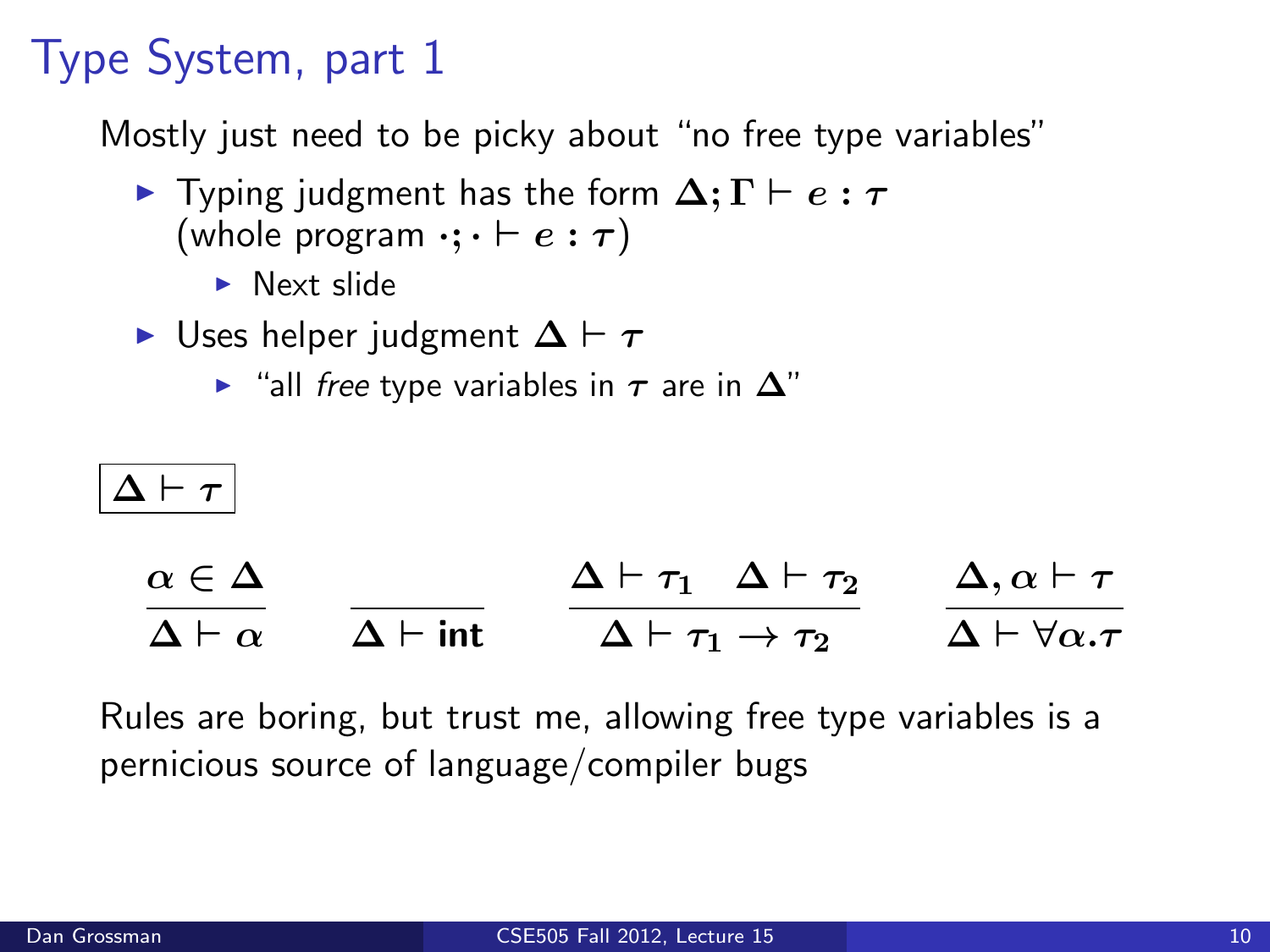# Type System, part 1

Mostly just need to be picky about "no free type variables"

- Typing judgment has the form $\Delta; \Gamma \vdash e : \tau$ (whole program $\cdot; \cdot \vdash e : \tau$)
  - Next slide
- Uses helper judgment $\Delta \vdash \tau$
  - "all *free* type variables in $\tau$ are in $\Delta$"

$\boxed{\Delta \vdash \tau}$

$$\frac{\alpha \in \Delta}{\Delta \vdash \alpha} \qquad \frac{}{\Delta \vdash \textbf{int}} \qquad \frac{\Delta \vdash \tau_1 \quad \Delta \vdash \tau_2}{\Delta \vdash \tau_1 \rightarrow \tau_2} \qquad \frac{\Delta, \alpha \vdash \tau}{\Delta \vdash \forall \alpha . \tau}$$

Rules are boring, but trust me, allowing free type variables is a pernicious source of language/compiler bugs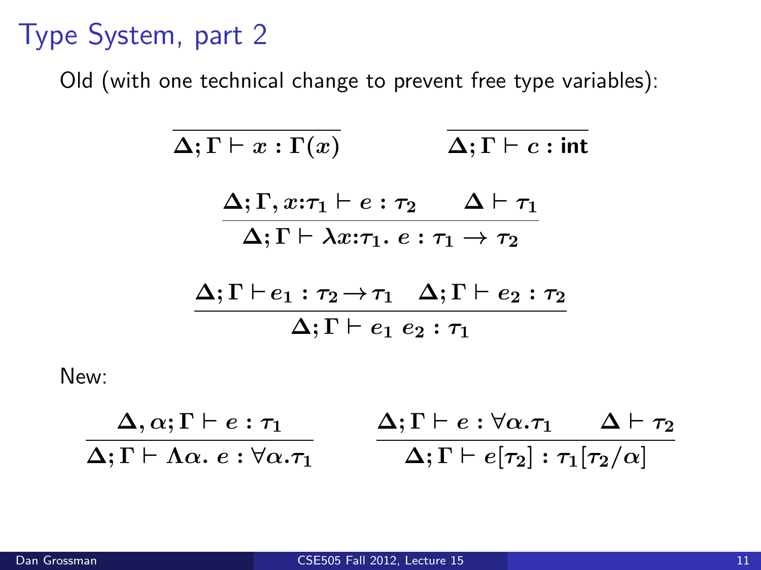# Type System, part 2

Old (with one technical change to prevent free type variables):

$$\frac{}{\Delta; \Gamma \vdash x : \Gamma(x)} \qquad \frac{}{\Delta; \Gamma \vdash c : \textsf{int}}$$

$$\frac{\Delta; \Gamma, x{:}\tau_1 \vdash e : \tau_2 \qquad \Delta \vdash \tau_1}{\Delta; \Gamma \vdash \lambda x{:}\tau_1.\ e : \tau_1 \to \tau_2}$$

$$\frac{\Delta; \Gamma \vdash e_1 : \tau_2 \to \tau_1 \quad \Delta; \Gamma \vdash e_2 : \tau_2}{\Delta; \Gamma \vdash e_1\ e_2 : \tau_1}$$

New:

$$\frac{\Delta, \alpha; \Gamma \vdash e : \tau_1}{\Delta; \Gamma \vdash \Lambda\alpha.\ e : \forall\alpha.\tau_1} \qquad \frac{\Delta; \Gamma \vdash e : \forall\alpha.\tau_1 \qquad \Delta \vdash \tau_2}{\Delta; \Gamma \vdash e[\tau_2] : \tau_1[\tau_2/\alpha]}$$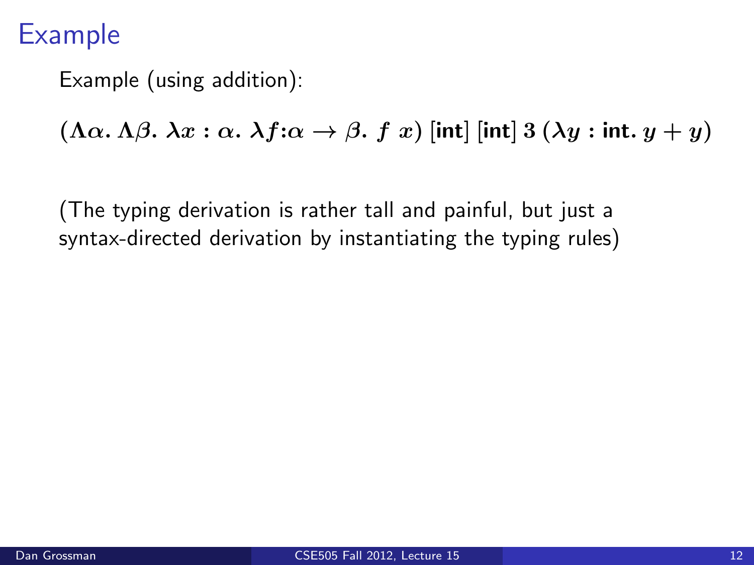# Example

Example (using addition):

$$(\Lambda\alpha.\ \Lambda\beta.\ \lambda x : \alpha.\ \lambda f{:}\alpha \to \beta.\ f\ x)\ [\textbf{int}]\ [\textbf{int}]\ 3\ (\lambda y : \textbf{int}.\ y + y)$$

(The typing derivation is rather tall and painful, but just a syntax-directed derivation by instantiating the typing rules)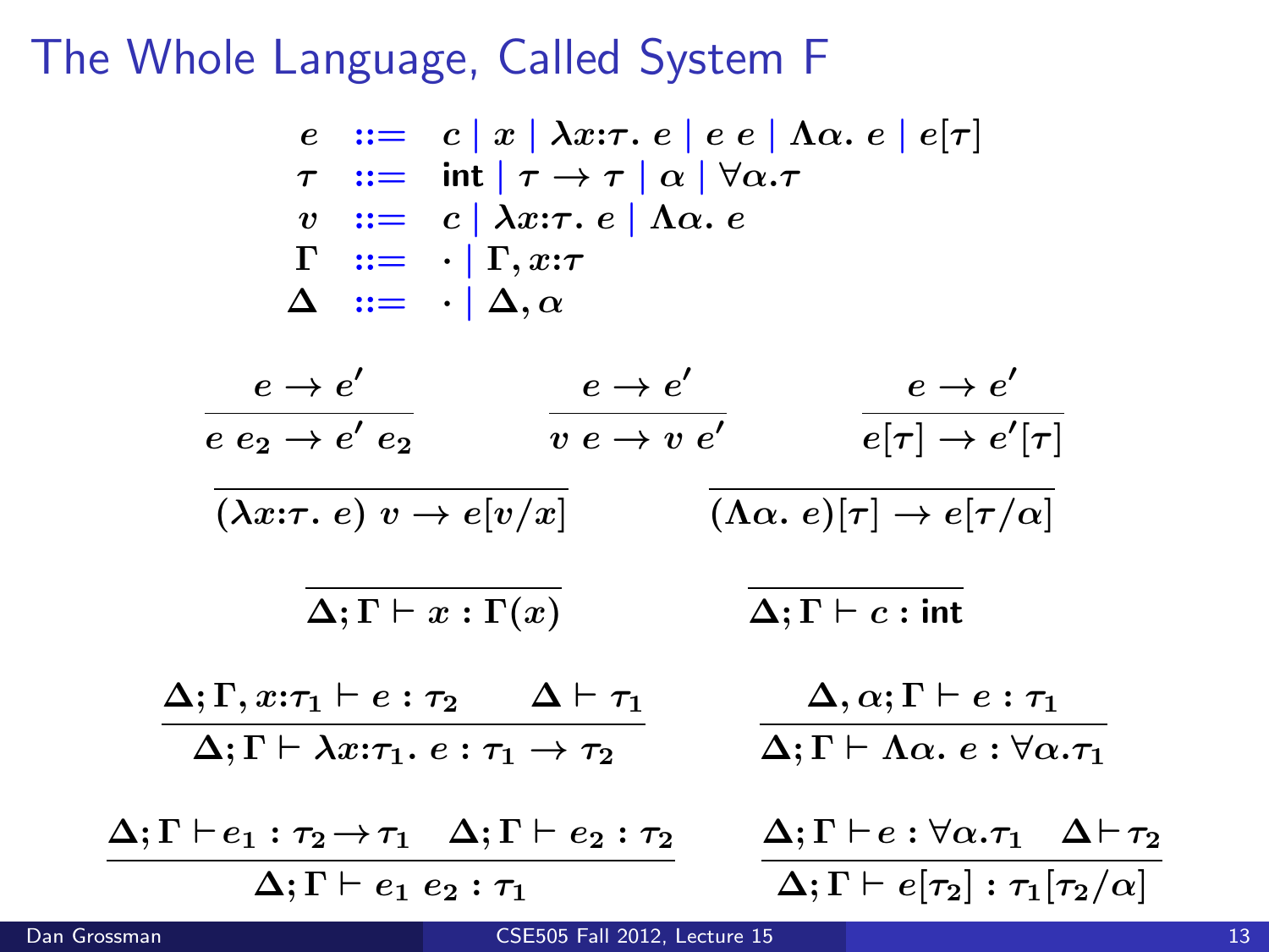# The Whole Language, Called System F

$$
\begin{array}{rcl}
e & ::= & c \mid x \mid \lambda x{:}\tau.\ e \mid e\ e \mid \Lambda\alpha.\ e \mid e[\tau] \\
\tau & ::= & \mathsf{int} \mid \tau \rightarrow \tau \mid \alpha \mid \forall\alpha.\tau \\
v & ::= & c \mid \lambda x{:}\tau.\ e \mid \Lambda\alpha.\ e \\
\Gamma & ::= & \cdot \mid \Gamma, x{:}\tau \\
\Delta & ::= & \cdot \mid \Delta, \alpha
\end{array}
$$

$$
\frac{e \rightarrow e'}{e\ e_2 \rightarrow e'\ e_2}
\qquad
\frac{e \rightarrow e'}{v\ e \rightarrow v\ e'}
\qquad
\frac{e \rightarrow e'}{e[\tau] \rightarrow e'[\tau]}
$$

$$
\frac{}{(\lambda x{:}\tau.\ e)\ v \rightarrow e[v/x]}
\qquad
\frac{}{(\Lambda\alpha.\ e)[\tau] \rightarrow e[\tau/\alpha]}
$$

$$
\frac{}{\Delta;\Gamma \vdash x : \Gamma(x)}
\qquad
\frac{}{\Delta;\Gamma \vdash c : \mathsf{int}}
$$

$$
\frac{\Delta;\Gamma, x{:}\tau_1 \vdash e : \tau_2 \qquad \Delta \vdash \tau_1}{\Delta;\Gamma \vdash \lambda x{:}\tau_1.\ e : \tau_1 \rightarrow \tau_2}
\qquad
\frac{\Delta, \alpha;\Gamma \vdash e : \tau_1}{\Delta;\Gamma \vdash \Lambda\alpha.\ e : \forall\alpha.\tau_1}
$$

$$
\frac{\Delta;\Gamma \vdash e_1 : \tau_2 \rightarrow \tau_1 \quad \Delta;\Gamma \vdash e_2 : \tau_2}{\Delta;\Gamma \vdash e_1\ e_2 : \tau_1}
\qquad
\frac{\Delta;\Gamma \vdash e : \forall\alpha.\tau_1 \quad \Delta \vdash \tau_2}{\Delta;\Gamma \vdash e[\tau_2] : \tau_1[\tau_2/\alpha]}
$$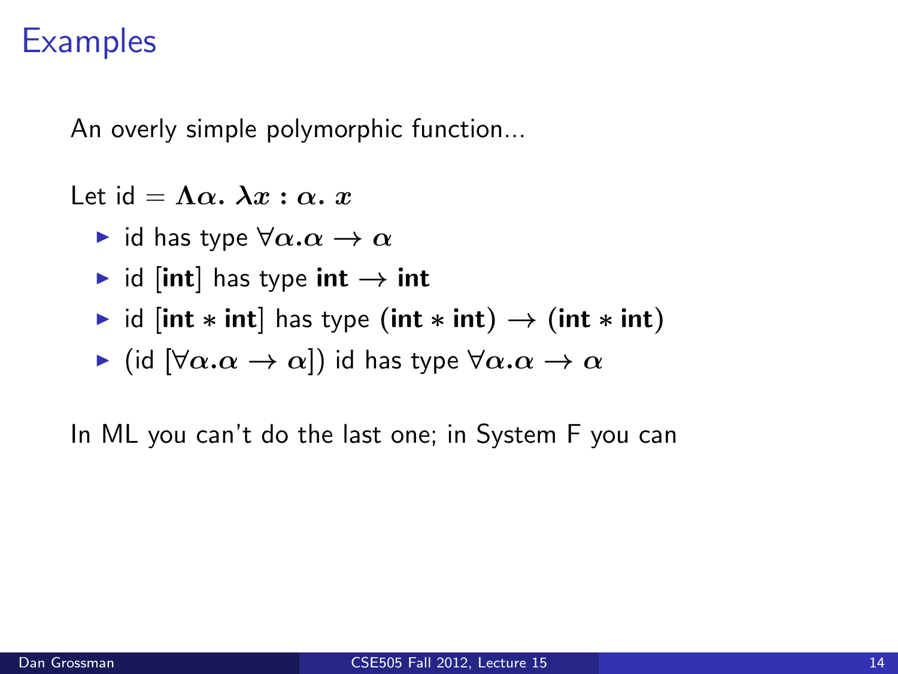# Examples

An overly simple polymorphic function...

Let id $= \Lambda\alpha.\ \lambda x : \alpha.\ x$

- id has type $\forall\alpha.\alpha \rightarrow \alpha$
- id [**int**] has type **int** $\rightarrow$ **int**
- id [**int** $*$ **int**] has type (**int** $*$ **int**) $\rightarrow$ (**int** $*$ **int**)
- (id [$\forall\alpha.\alpha \rightarrow \alpha$]) id has type $\forall\alpha.\alpha \rightarrow \alpha$

In ML you can't do the last one; in System F you can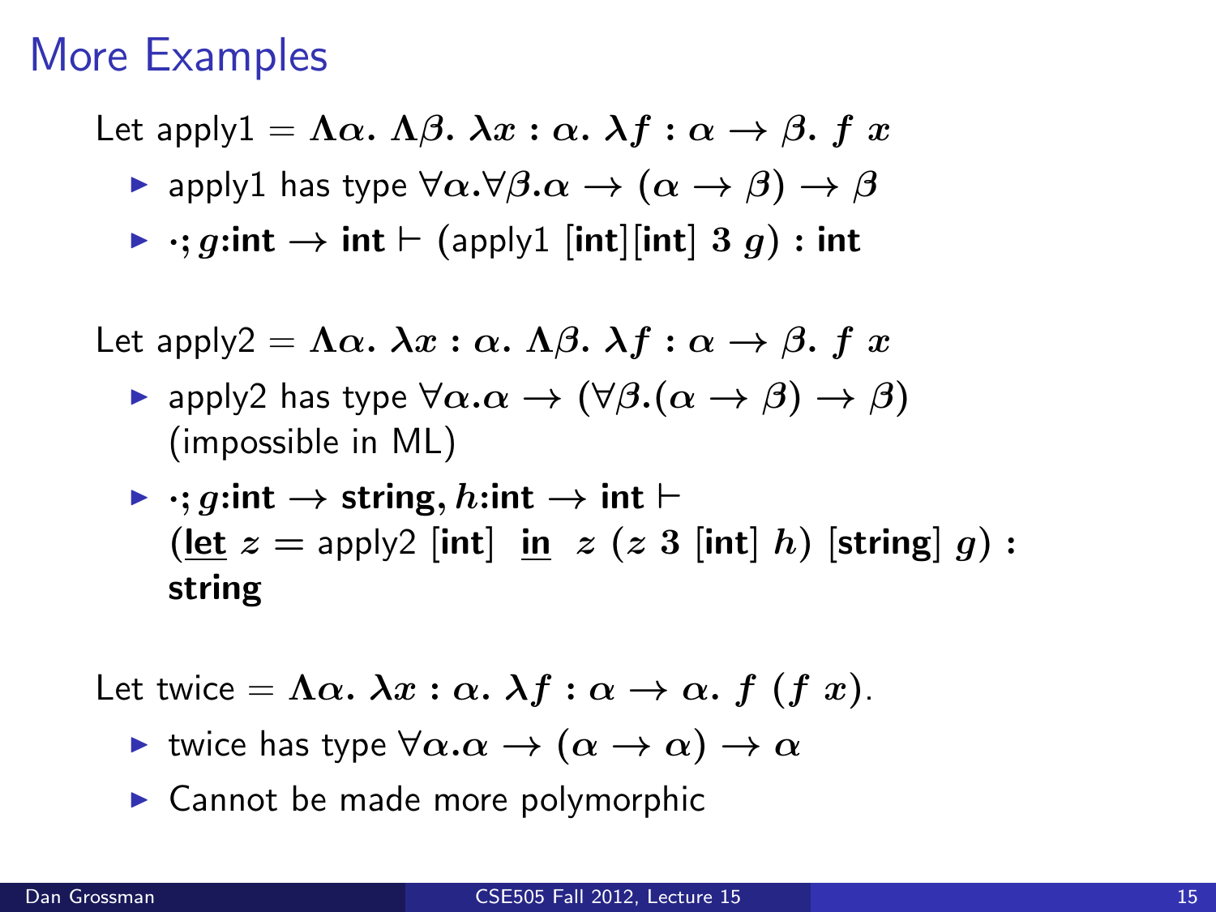# More Examples

Let apply1 $= \Lambda\alpha.\ \Lambda\beta.\ \lambda x : \alpha.\ \lambda f : \alpha \to \beta.\ f\ x$

- apply1 has type $\forall\alpha.\forall\beta.\alpha \to (\alpha \to \beta) \to \beta$
- $\cdot; g{:}\textbf{int} \to \textbf{int} \vdash$ (apply1 $[\textbf{int}][\textbf{int}]\ 3\ g) : \textbf{int}$

Let apply2 $= \Lambda\alpha.\ \lambda x : \alpha.\ \Lambda\beta.\ \lambda f : \alpha \to \beta.\ f\ x$

- apply2 has type $\forall\alpha.\alpha \to (\forall\beta.(\alpha \to \beta) \to \beta)$ (impossible in ML)
- $\cdot; g{:}\textbf{int} \to \textbf{string}, h{:}\textbf{int} \to \textbf{int} \vdash$ ($\underline{\textbf{let}}\ z =$ apply2 $[\textbf{int}]\ \underline{\textbf{in}}\ z\ (z\ 3\ [\textbf{int}]\ h)\ [\textbf{string}]\ g) :$ **string**

Let twice $= \Lambda\alpha.\ \lambda x : \alpha.\ \lambda f : \alpha \to \alpha.\ f\ (f\ x)$.

- twice has type $\forall\alpha.\alpha \to (\alpha \to \alpha) \to \alpha$
- Cannot be made more polymorphic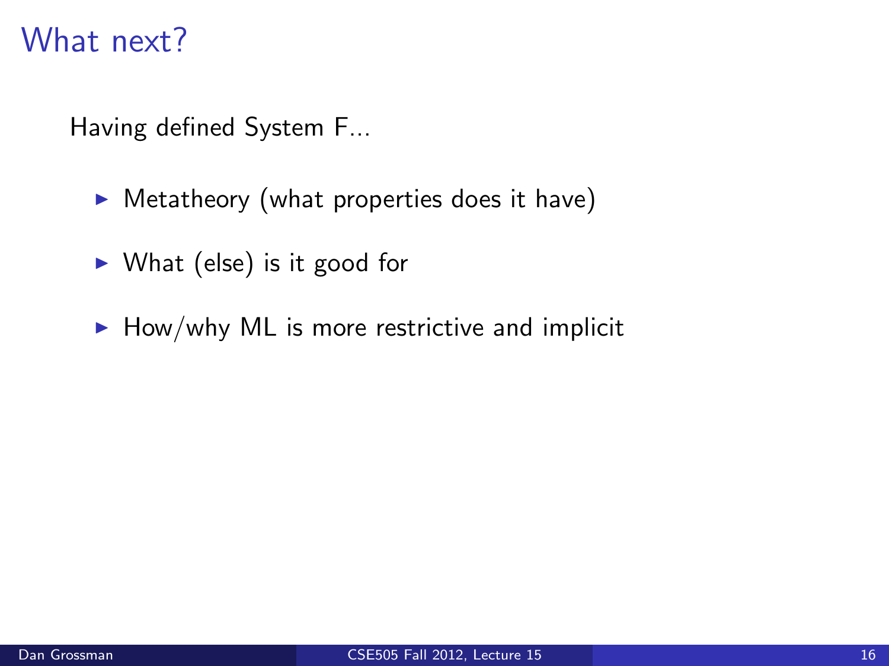# What next?

Having defined System F...

- Metatheory (what properties does it have)
- What (else) is it good for
- How/why ML is more restrictive and implicit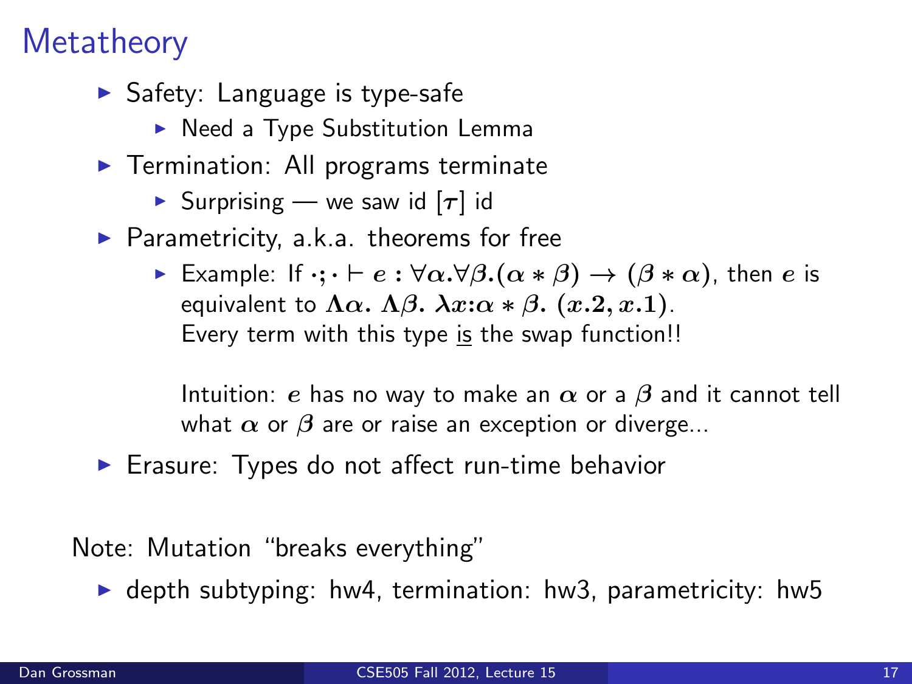# Metatheory

- Safety: Language is type-safe
  - Need a Type Substitution Lemma
- Termination: All programs terminate
  - Surprising — we saw id $[\tau]$ id
- Parametricity, a.k.a. theorems for free
  - Example: If $\cdot; \cdot \vdash e : \forall\alpha.\forall\beta.(\alpha * \beta) \rightarrow (\beta * \alpha)$, then $e$ is equivalent to $\Lambda\alpha.\ \Lambda\beta.\ \lambda x{:}\alpha * \beta.\ (x.2, x.1)$.
    Every term with this type is the swap function!!

    Intuition: $e$ has no way to make an $\alpha$ or a $\beta$ and it cannot tell what $\alpha$ or $\beta$ are or raise an exception or diverge...
- Erasure: Types do not affect run-time behavior

Note: Mutation "breaks everything"

- depth subtyping: hw4, termination: hw3, parametricity: hw5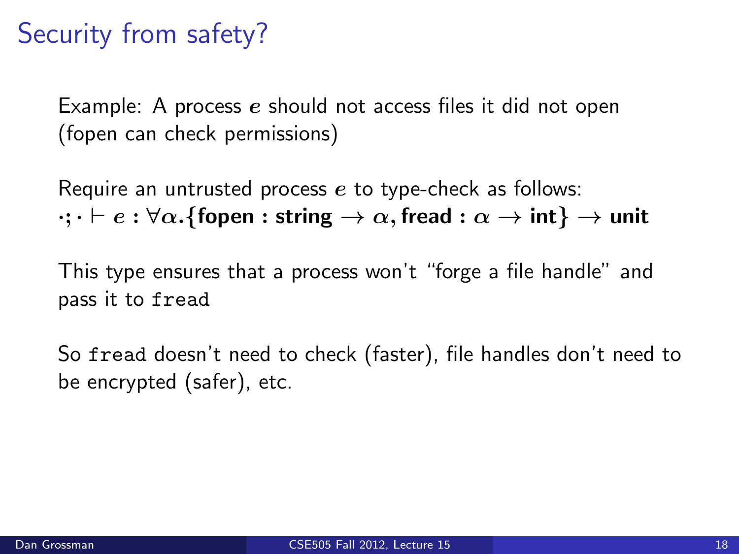# Security from safety?

Example: A process $e$ should not access files it did not open (fopen can check permissions)

Require an untrusted process $e$ to type-check as follows:
$\cdot;\cdot \vdash e : \forall\alpha.\{\textbf{fopen} : \textbf{string} \rightarrow \alpha, \textbf{fread} : \alpha \rightarrow \textbf{int}\} \rightarrow \textbf{unit}$

This type ensures that a process won't "forge a file handle" and pass it to `fread`

So `fread` doesn't need to check (faster), file handles don't need to be encrypted (safer), etc.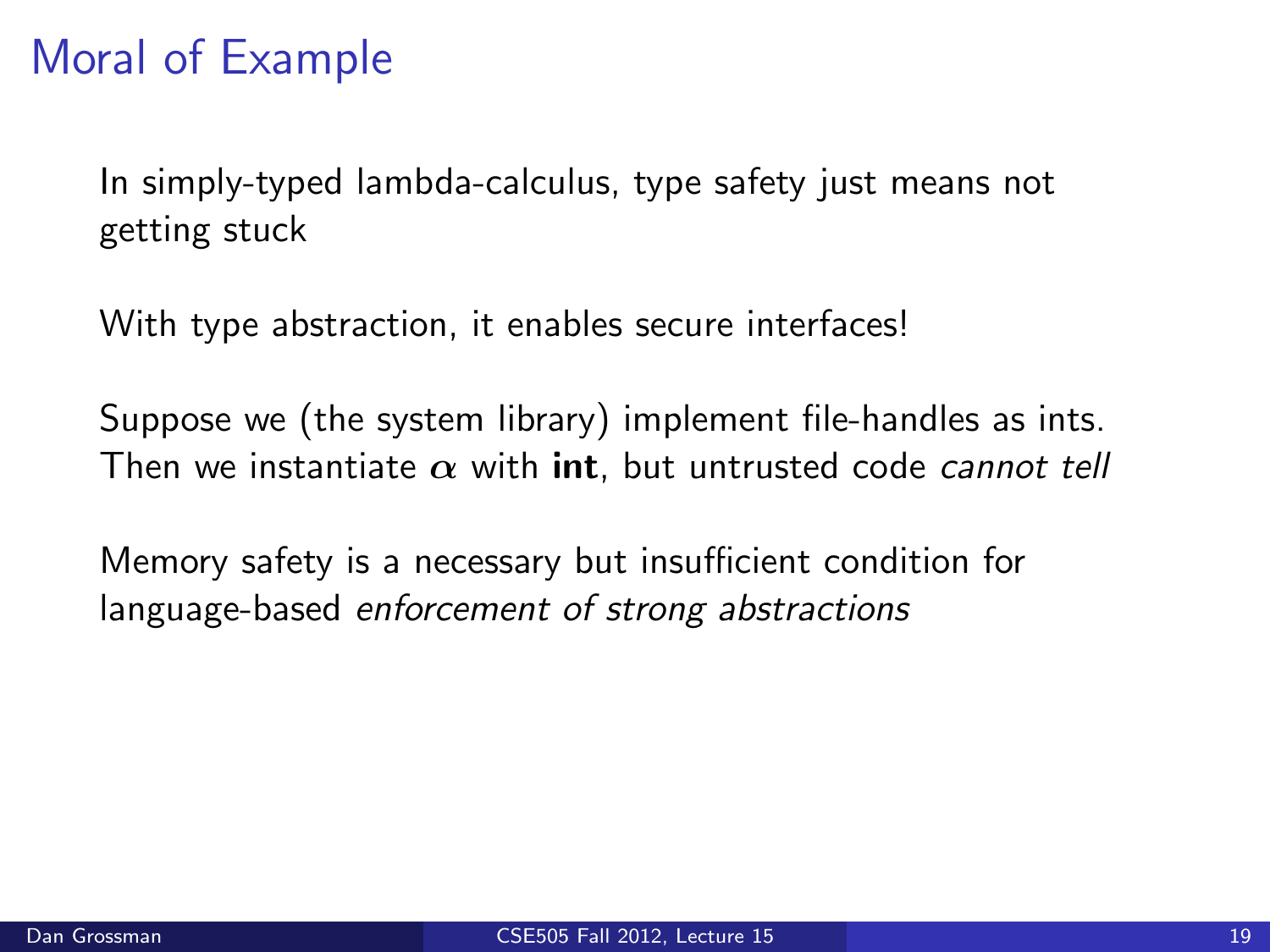# Moral of Example

In simply-typed lambda-calculus, type safety just means not getting stuck

With type abstraction, it enables secure interfaces!

Suppose we (the system library) implement file-handles as ints. Then we instantiate $\alpha$ with **int**, but untrusted code *cannot tell*

Memory safety is a necessary but insufficient condition for language-based *enforcement of strong abstractions*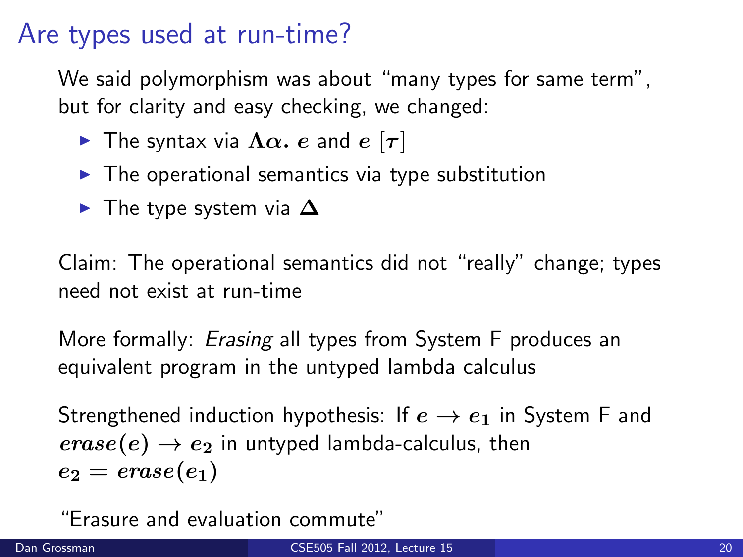# Are types used at run-time?

We said polymorphism was about "many types for same term", but for clarity and easy checking, we changed:

- The syntax via $\Lambda\alpha.\ e$ and $e\ [\tau]$
- The operational semantics via type substitution
- The type system via $\Delta$

Claim: The operational semantics did not "really" change; types need not exist at run-time

More formally: *Erasing* all types from System F produces an equivalent program in the untyped lambda calculus

Strengthened induction hypothesis: If $e \rightarrow e_1$ in System F and $erase(e) \rightarrow e_2$ in untyped lambda-calculus, then $e_2 = erase(e_1)$

"Erasure and evaluation commute"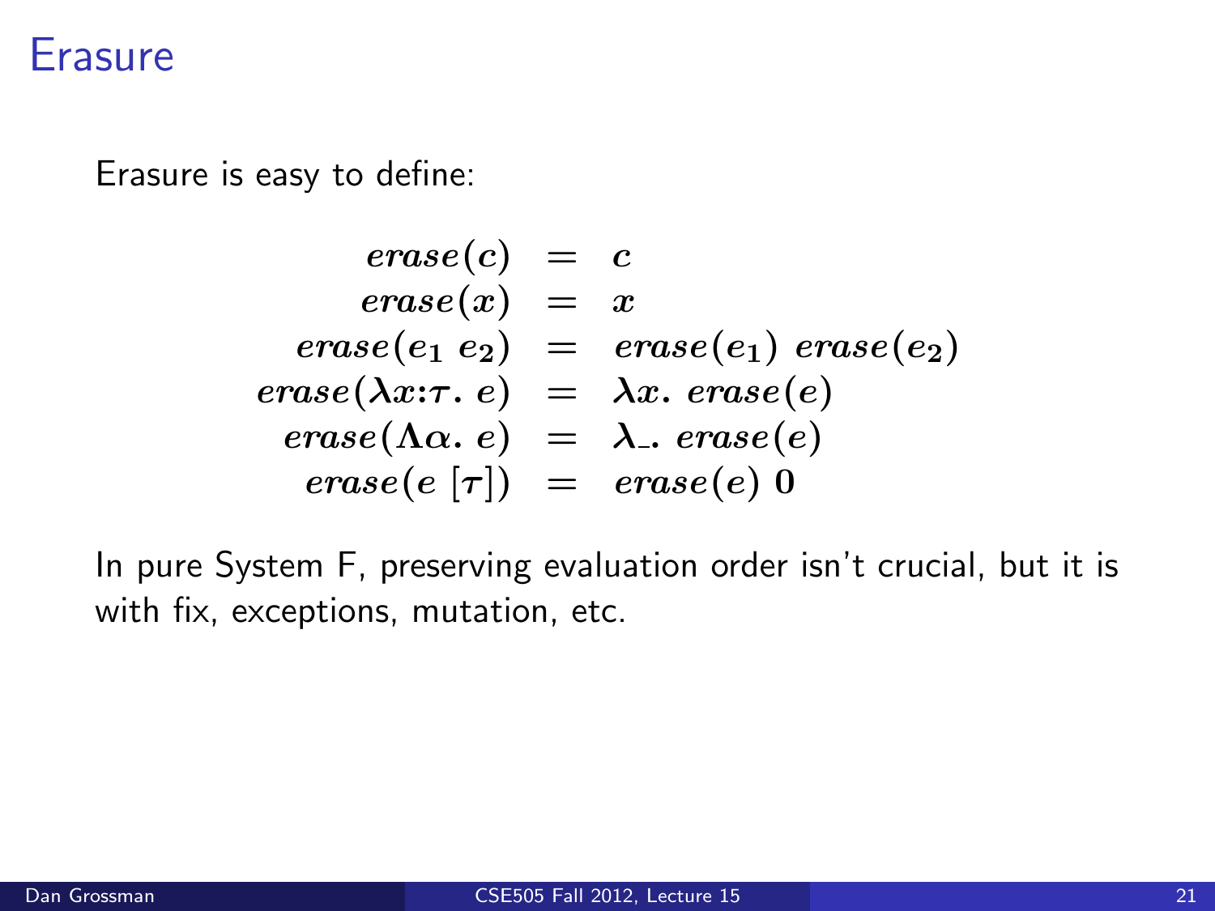# Erasure

Erasure is easy to define:

$$
\begin{array}{rcl}
erase(c) & = & c \\
erase(x) & = & x \\
erase(e_1\ e_2) & = & erase(e_1)\ erase(e_2) \\
erase(\lambda x{:}\tau.\ e) & = & \lambda x.\ erase(e) \\
erase(\Lambda \alpha.\ e) & = & \lambda\_.\ erase(e) \\
erase(e\ [\tau]) & = & erase(e)\ 0
\end{array}
$$

In pure System F, preserving evaluation order isn't crucial, but it is with fix, exceptions, mutation, etc.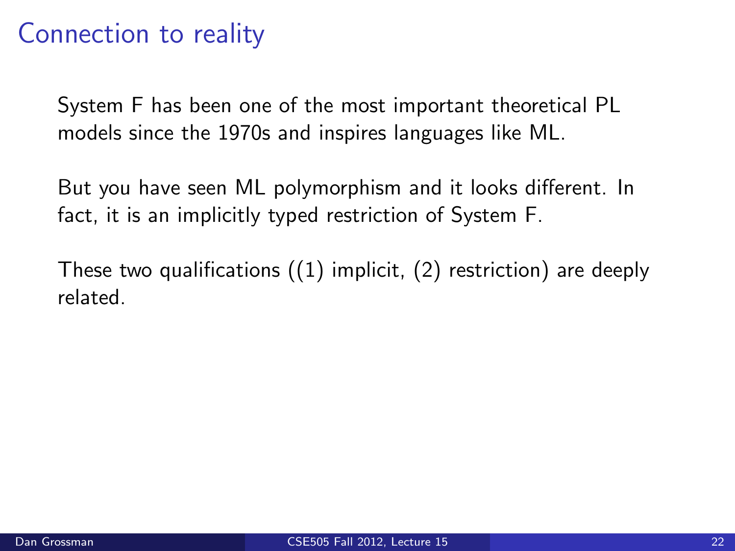# Connection to reality

System F has been one of the most important theoretical PL models since the 1970s and inspires languages like ML.

But you have seen ML polymorphism and it looks different. In fact, it is an implicitly typed restriction of System F.

These two qualifications ((1) implicit, (2) restriction) are deeply related.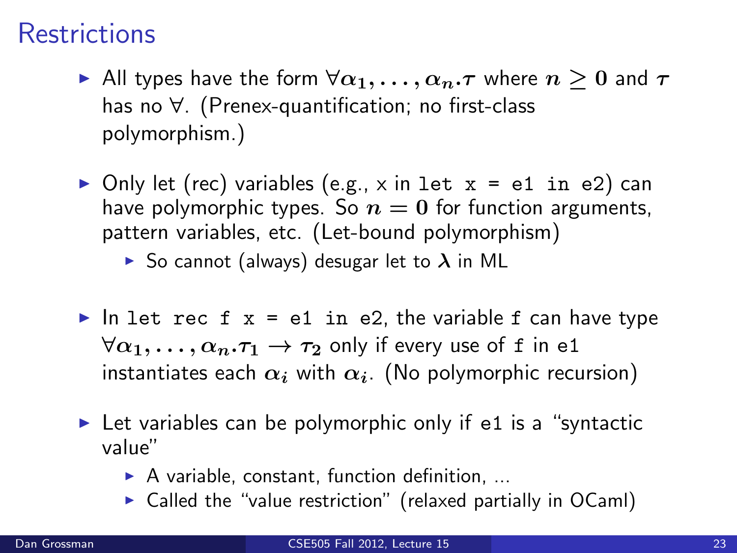# Restrictions

- All types have the form $\forall \alpha_1, \ldots, \alpha_n . \tau$ where $n \geq 0$ and $\tau$ has no $\forall$. (Prenex-quantification; no first-class polymorphism.)
- Only let (rec) variables (e.g., x in `let x = e1 in e2`) can have polymorphic types. So $n = 0$ for function arguments, pattern variables, etc. (Let-bound polymorphism)
  - So cannot (always) desugar let to $\lambda$ in ML
- In `let rec f x = e1 in e2`, the variable `f` can have type $\forall \alpha_1, \ldots, \alpha_n . \tau_1 \rightarrow \tau_2$ only if every use of `f` in `e1` instantiates each $\alpha_i$ with $\alpha_i$. (No polymorphic recursion)
- Let variables can be polymorphic only if `e1` is a "syntactic value"
  - A variable, constant, function definition, ...
  - Called the "value restriction" (relaxed partially in OCaml)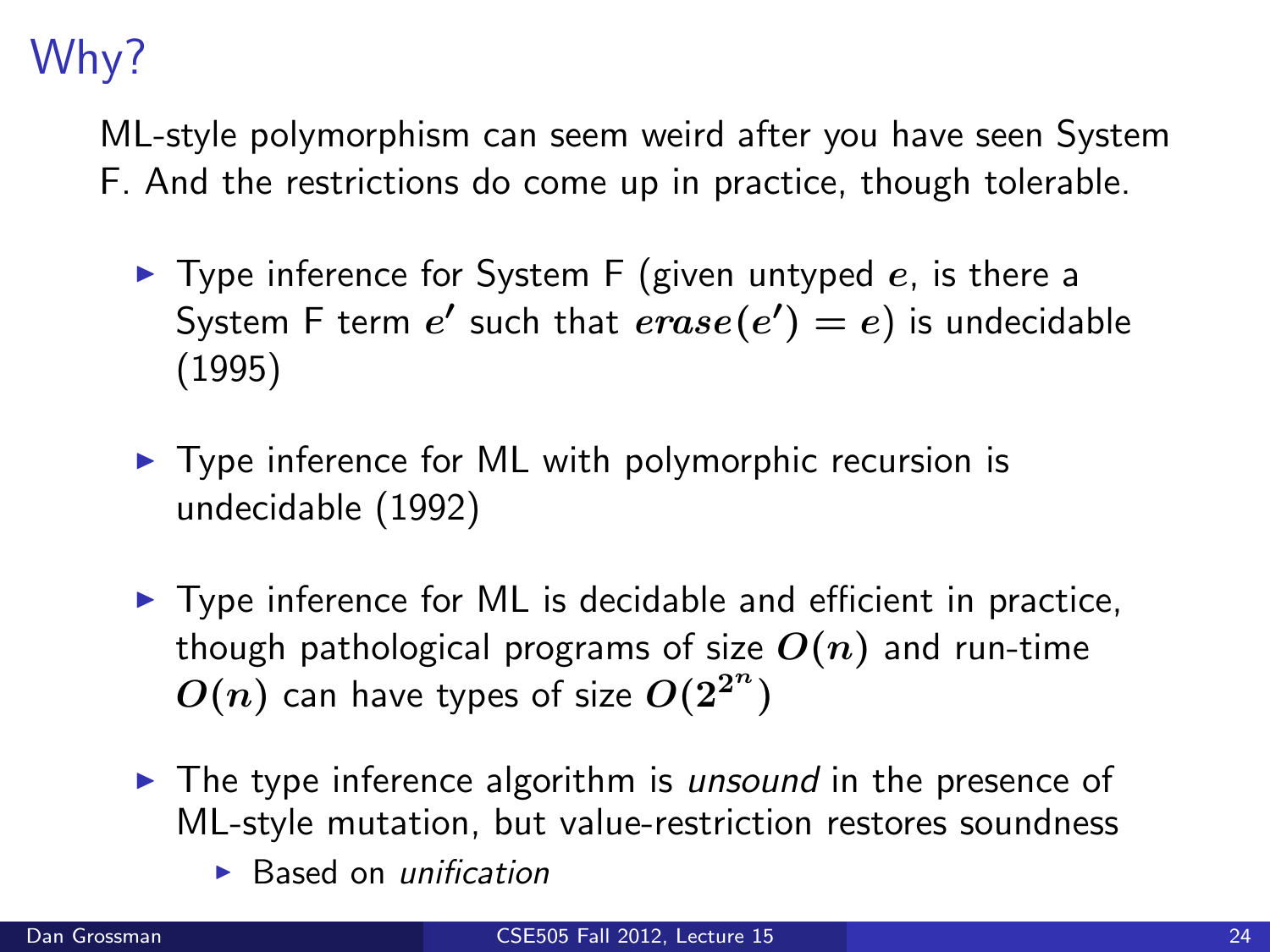# Why?

ML-style polymorphism can seem weird after you have seen System F. And the restrictions do come up in practice, though tolerable.

- Type inference for System F (given untyped $e$, is there a System F term $e'$ such that $erase(e') = e$) is undecidable (1995)
- Type inference for ML with polymorphic recursion is undecidable (1992)
- Type inference for ML is decidable and efficient in practice, though pathological programs of size $O(n)$ and run-time $O(n)$ can have types of size $O(2^{2^n})$
- The type inference algorithm is *unsound* in the presence of ML-style mutation, but value-restriction restores soundness
  - Based on *unification*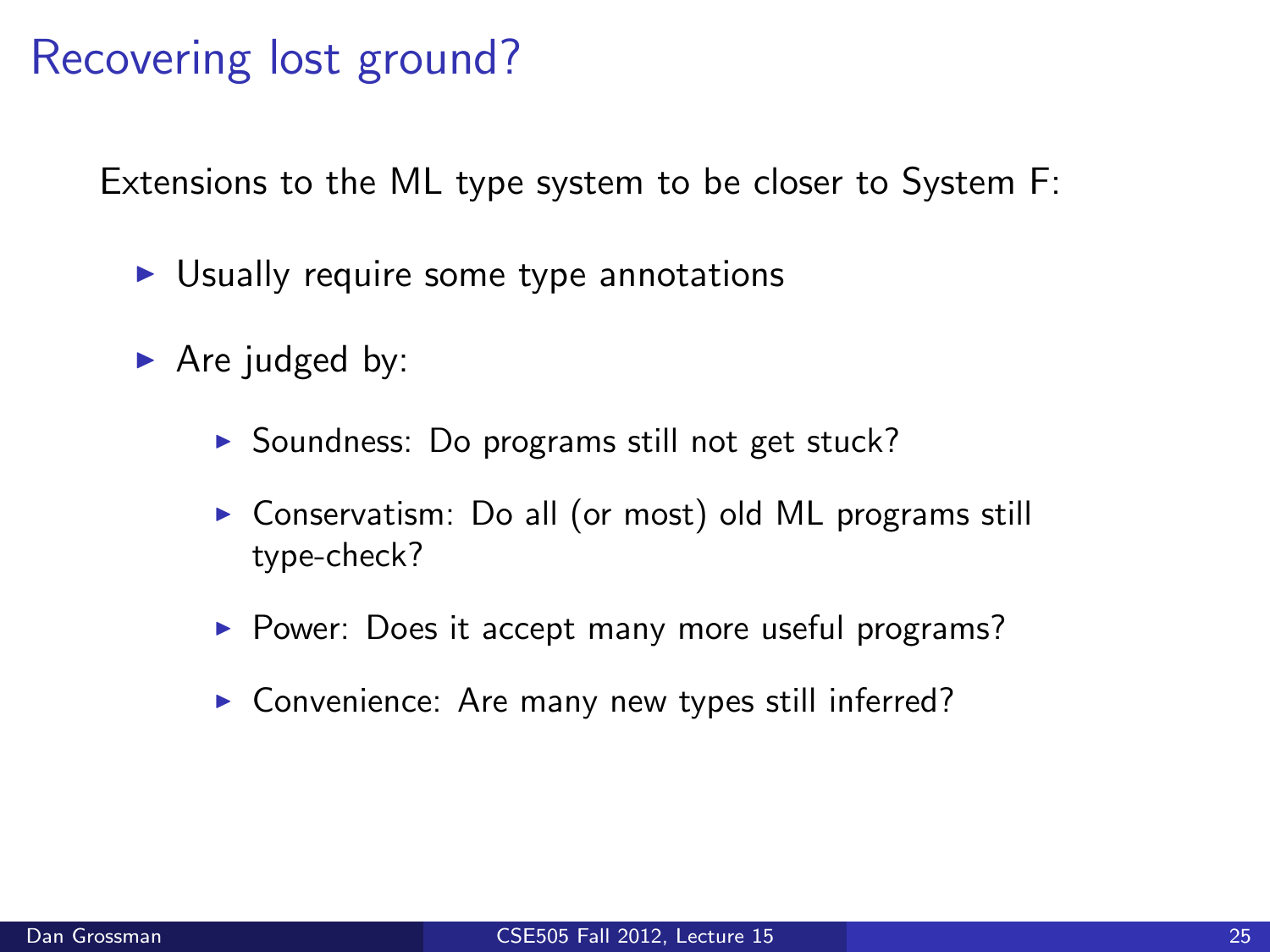# Recovering lost ground?

Extensions to the ML type system to be closer to System F:

- Usually require some type annotations
- Are judged by:
  - Soundness: Do programs still not get stuck?
  - Conservatism: Do all (or most) old ML programs still type-check?
  - Power: Does it accept many more useful programs?
  - Convenience: Are many new types still inferred?